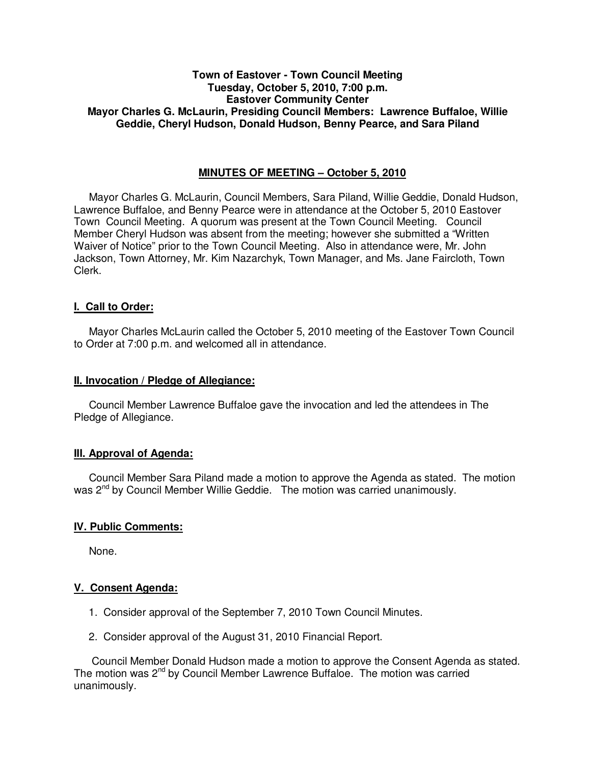**Town of Eastover - Town Council Meeting**
**Tuesday, October 5, 2010, 7:00 p.m.**
**Eastover Community Center**
**Mayor Charles G. McLaurin, Presiding Council Members: Lawrence Buffaloe, Willie Geddie, Cheryl Hudson, Donald Hudson, Benny Pearce, and Sara Piland**

## MINUTES OF MEETING – October 5, 2010

Mayor Charles G. McLaurin, Council Members, Sara Piland, Willie Geddie, Donald Hudson, Lawrence Buffaloe, and Benny Pearce were in attendance at the October 5, 2010 Eastover Town Council Meeting. A quorum was present at the Town Council Meeting. Council Member Cheryl Hudson was absent from the meeting; however she submitted a "Written Waiver of Notice" prior to the Town Council Meeting. Also in attendance were, Mr. John Jackson, Town Attorney, Mr. Kim Nazarchyk, Town Manager, and Ms. Jane Faircloth, Town Clerk.

### I. Call to Order:

Mayor Charles McLaurin called the October 5, 2010 meeting of the Eastover Town Council to Order at 7:00 p.m. and welcomed all in attendance.

### II. Invocation / Pledge of Allegiance:

Council Member Lawrence Buffaloe gave the invocation and led the attendees in The Pledge of Allegiance.

### III. Approval of Agenda:

Council Member Sara Piland made a motion to approve the Agenda as stated. The motion was 2nd by Council Member Willie Geddie. The motion was carried unanimously.

### IV. Public Comments:

None.

### V. Consent Agenda:

1. Consider approval of the September 7, 2010 Town Council Minutes.
2. Consider approval of the August 31, 2010 Financial Report.

Council Member Donald Hudson made a motion to approve the Consent Agenda as stated. The motion was 2nd by Council Member Lawrence Buffaloe. The motion was carried unanimously.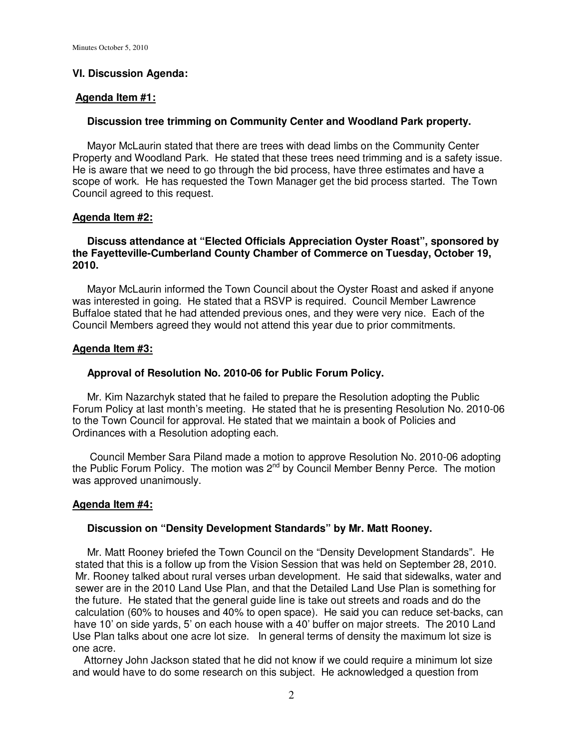## VI. Discussion Agenda:

### Agenda Item #1:

**Discussion tree trimming on Community Center and Woodland Park property.**

Mayor McLaurin stated that there are trees with dead limbs on the Community Center Property and Woodland Park. He stated that these trees need trimming and is a safety issue. He is aware that we need to go through the bid process, have three estimates and have a scope of work. He has requested the Town Manager get the bid process started. The Town Council agreed to this request.

### Agenda Item #2:

**Discuss attendance at "Elected Officials Appreciation Oyster Roast", sponsored by the Fayetteville-Cumberland County Chamber of Commerce on Tuesday, October 19, 2010.**

Mayor McLaurin informed the Town Council about the Oyster Roast and asked if anyone was interested in going. He stated that a RSVP is required. Council Member Lawrence Buffaloe stated that he had attended previous ones, and they were very nice. Each of the Council Members agreed they would not attend this year due to prior commitments.

### Agenda Item #3:

**Approval of Resolution No. 2010-06 for Public Forum Policy.**

Mr. Kim Nazarchyk stated that he failed to prepare the Resolution adopting the Public Forum Policy at last month's meeting. He stated that he is presenting Resolution No. 2010-06 to the Town Council for approval. He stated that we maintain a book of Policies and Ordinances with a Resolution adopting each.

Council Member Sara Piland made a motion to approve Resolution No. 2010-06 adopting the Public Forum Policy. The motion was 2nd by Council Member Benny Perce. The motion was approved unanimously.

### Agenda Item #4:

**Discussion on "Density Development Standards" by Mr. Matt Rooney.**

Mr. Matt Rooney briefed the Town Council on the "Density Development Standards". He stated that this is a follow up from the Vision Session that was held on September 28, 2010. Mr. Rooney talked about rural verses urban development. He said that sidewalks, water and sewer are in the 2010 Land Use Plan, and that the Detailed Land Use Plan is something for the future. He stated that the general guide line is take out streets and roads and do the calculation (60% to houses and 40% to open space). He said you can reduce set-backs, can have 10' on side yards, 5' on each house with a 40' buffer on major streets. The 2010 Land Use Plan talks about one acre lot size. In general terms of density the maximum lot size is one acre.

Attorney John Jackson stated that he did not know if we could require a minimum lot size and would have to do some research on this subject. He acknowledged a question from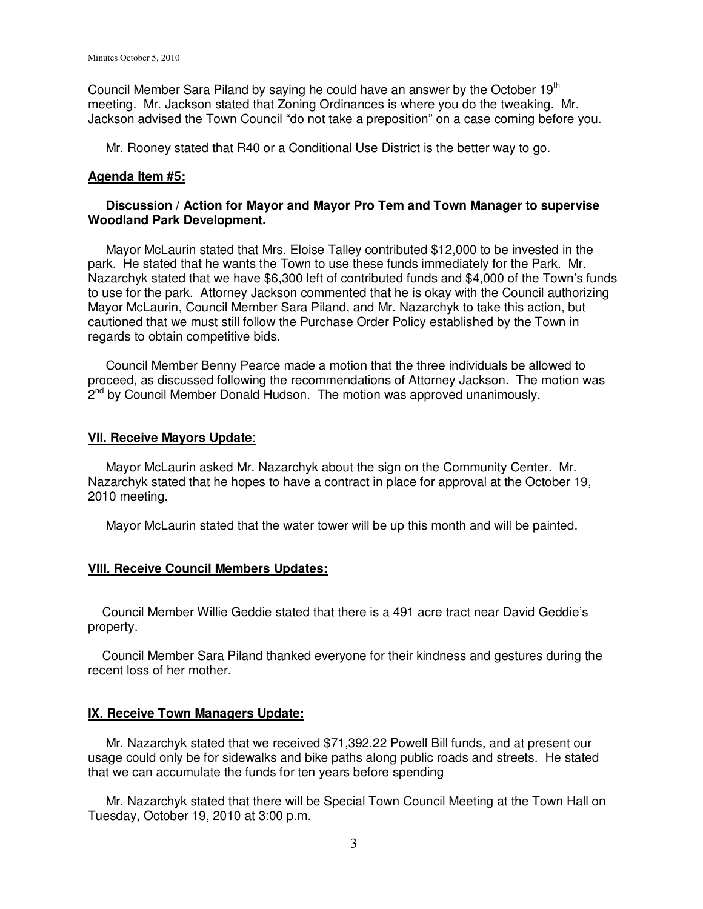Council Member Sara Piland by saying he could have an answer by the October 19th meeting. Mr. Jackson stated that Zoning Ordinances is where you do the tweaking. Mr. Jackson advised the Town Council "do not take a preposition" on a case coming before you.

Mr. Rooney stated that R40 or a Conditional Use District is the better way to go.

**Agenda Item #5:**

**Discussion / Action for Mayor and Mayor Pro Tem and Town Manager to supervise Woodland Park Development.**

Mayor McLaurin stated that Mrs. Eloise Talley contributed $12,000 to be invested in the park. He stated that he wants the Town to use these funds immediately for the Park. Mr. Nazarchyk stated that we have $6,300 left of contributed funds and $4,000 of the Town's funds to use for the park. Attorney Jackson commented that he is okay with the Council authorizing Mayor McLaurin, Council Member Sara Piland, and Mr. Nazarchyk to take this action, but cautioned that we must still follow the Purchase Order Policy established by the Town in regards to obtain competitive bids.

Council Member Benny Pearce made a motion that the three individuals be allowed to proceed, as discussed following the recommendations of Attorney Jackson. The motion was 2nd by Council Member Donald Hudson. The motion was approved unanimously.

**VII. Receive Mayors Update:**

Mayor McLaurin asked Mr. Nazarchyk about the sign on the Community Center. Mr. Nazarchyk stated that he hopes to have a contract in place for approval at the October 19, 2010 meeting.

Mayor McLaurin stated that the water tower will be up this month and will be painted.

**VIII. Receive Council Members Updates:**

Council Member Willie Geddie stated that there is a 491 acre tract near David Geddie's property.

Council Member Sara Piland thanked everyone for their kindness and gestures during the recent loss of her mother.

**IX. Receive Town Managers Update:**

Mr. Nazarchyk stated that we received $71,392.22 Powell Bill funds, and at present our usage could only be for sidewalks and bike paths along public roads and streets. He stated that we can accumulate the funds for ten years before spending

Mr. Nazarchyk stated that there will be Special Town Council Meeting at the Town Hall on Tuesday, October 19, 2010 at 3:00 p.m.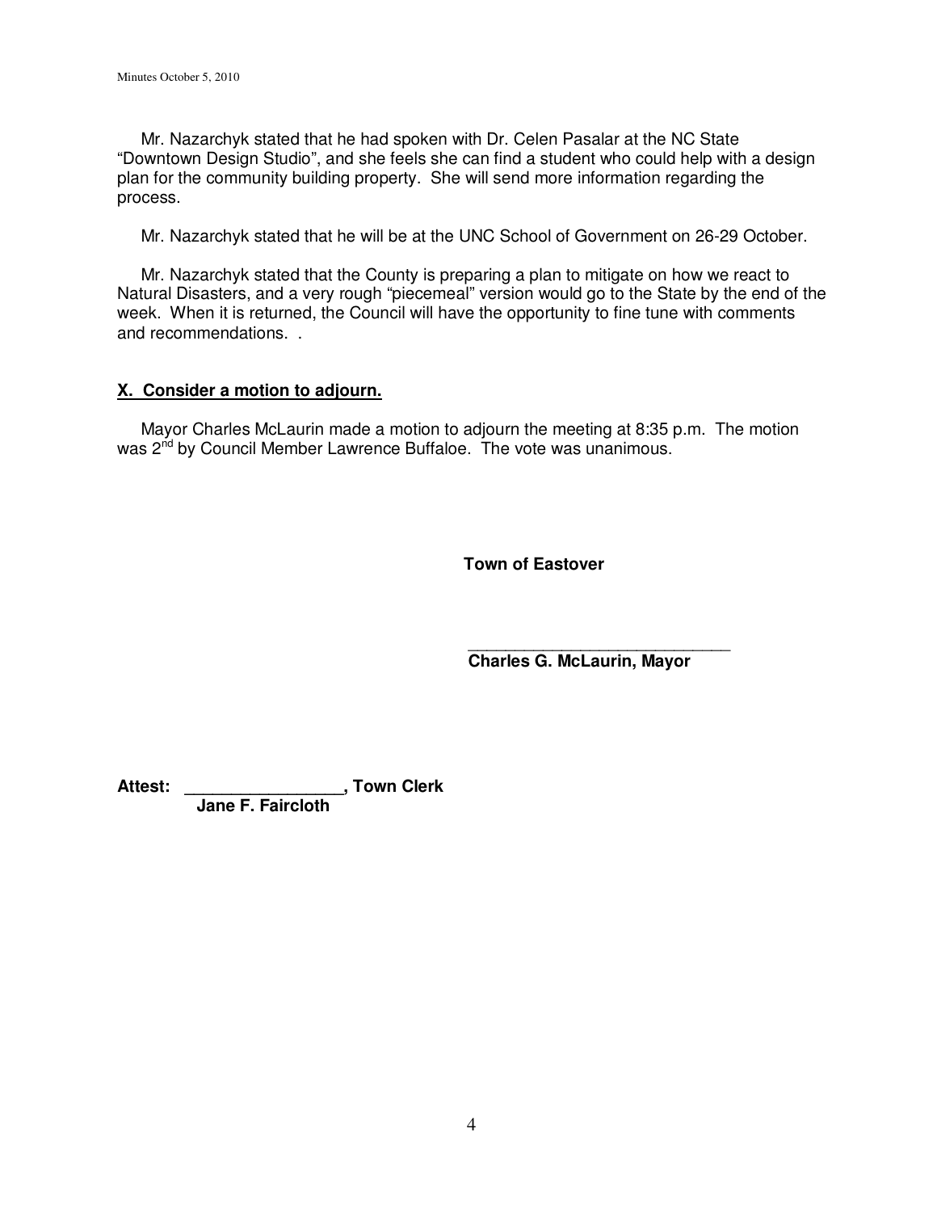Mr. Nazarchyk stated that he had spoken with Dr. Celen Pasalar at the NC State "Downtown Design Studio", and she feels she can find a student who could help with a design plan for the community building property. She will send more information regarding the process.

Mr. Nazarchyk stated that he will be at the UNC School of Government on 26-29 October.

Mr. Nazarchyk stated that the County is preparing a plan to mitigate on how we react to Natural Disasters, and a very rough "piecemeal" version would go to the State by the end of the week. When it is returned, the Council will have the opportunity to fine tune with comments and recommendations. .

**X. Consider a motion to adjourn.**

Mayor Charles McLaurin made a motion to adjourn the meeting at 8:35 p.m. The motion was 2nd by Council Member Lawrence Buffaloe. The vote was unanimous.

**Town of Eastover**

\_\_\_\_\_\_\_\_\_\_\_\_\_\_\_\_\_\_\_\_\_\_\_\_\_\_\_\_\_\_
**Charles G. McLaurin, Mayor**

**Attest: \_\_\_\_\_\_\_\_\_\_\_\_\_\_\_\_\_, Town Clerk**
**Jane F. Faircloth**